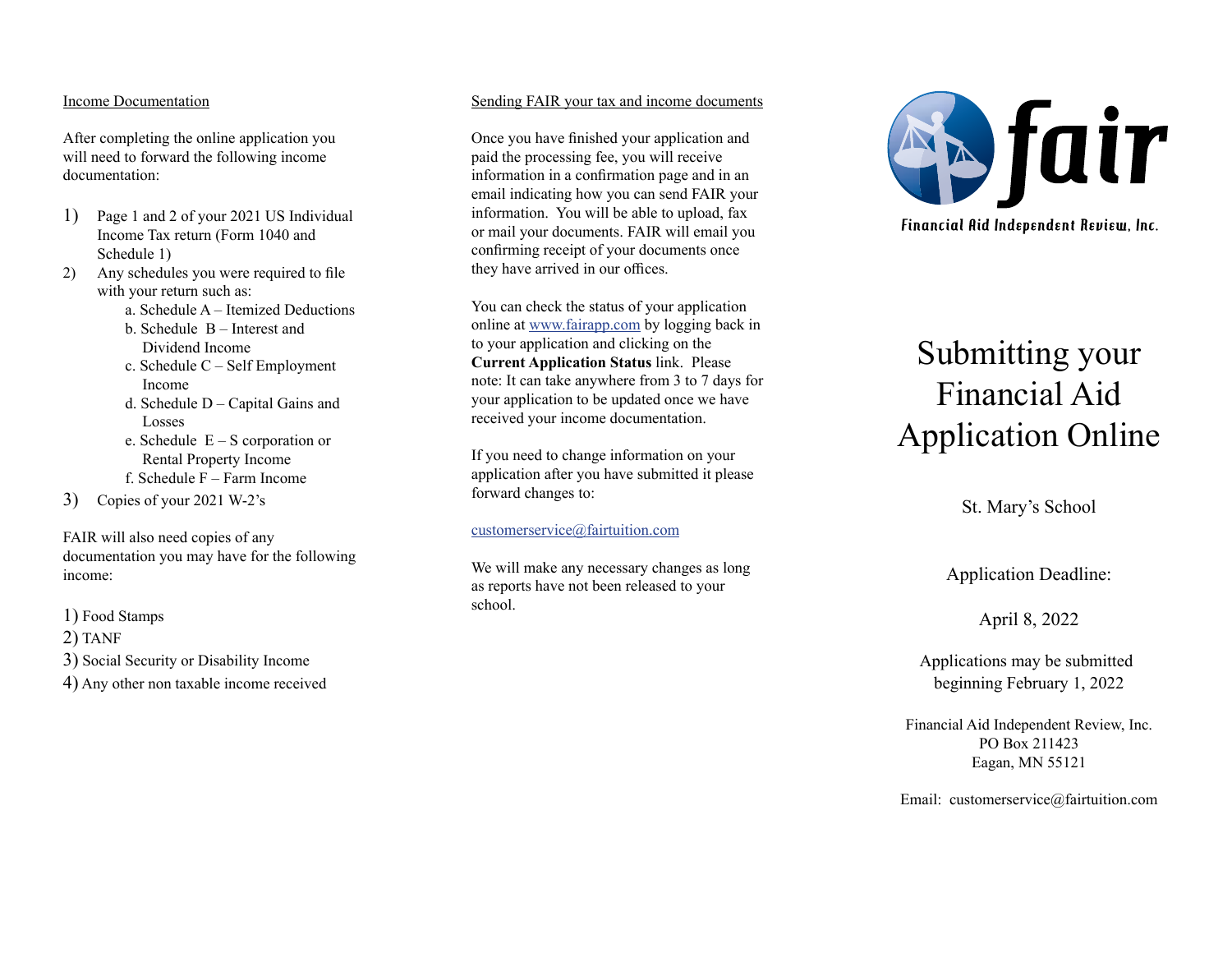## Income Documentation

After completing the online application you will need to forward the following income documentation:

1) Page 1 and 2 of your 2021 US Individual Income Tax return (Form 1040 and Schedule 1)
2) Any schedules you were required to file with your return such as:
   - a. Schedule A – Itemized Deductions
   - b. Schedule B – Interest and Dividend Income
   - c. Schedule C – Self Employment Income
   - d. Schedule D – Capital Gains and Losses
   - e. Schedule E – S corporation or Rental Property Income
   - f. Schedule F – Farm Income
3) Copies of your 2021 W-2's

FAIR will also need copies of any documentation you may have for the following income:

1) Food Stamps
2) TANF
3) Social Security or Disability Income
4) Any other non taxable income received

## Sending FAIR your tax and income documents

Once you have finished your application and paid the processing fee, you will receive information in a confirmation page and in an email indicating how you can send FAIR your information. You will be able to upload, fax or mail your documents. FAIR will email you confirming receipt of your documents once they have arrived in our offices.

You can check the status of your application online at www.fairapp.com by logging back in to your application and clicking on the **Current Application Status** link. Please note: It can take anywhere from 3 to 7 days for your application to be updated once we have received your income documentation.

If you need to change information on your application after you have submitted it please forward changes to:

customerservice@fairtuition.com

We will make any necessary changes as long as reports have not been released to your school.

**fair**

Financial Aid Independent Review, Inc.

# Submitting your Financial Aid Application Online

St. Mary's School

Application Deadline:

April 8, 2022

Applications may be submitted beginning February 1, 2022

Financial Aid Independent Review, Inc.
PO Box 211423
Eagan, MN 55121

Email: customerservice@fairtuition.com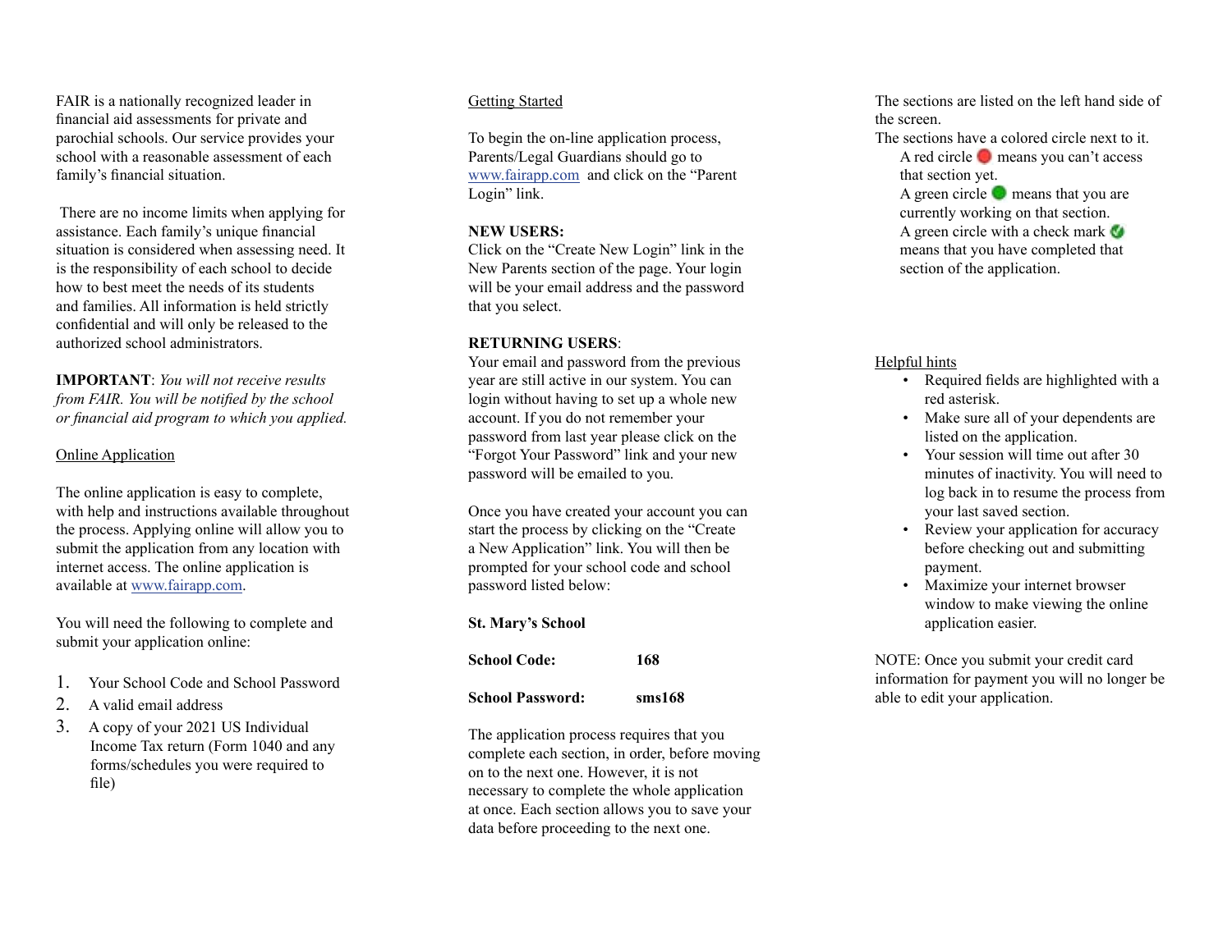FAIR is a nationally recognized leader in financial aid assessments for private and parochial schools. Our service provides your school with a reasonable assessment of each family's financial situation.

There are no income limits when applying for assistance. Each family's unique financial situation is considered when assessing need. It is the responsibility of each school to decide how to best meet the needs of its students and families. All information is held strictly confidential and will only be released to the authorized school administrators.

**IMPORTANT**: *You will not receive results from FAIR. You will be notified by the school or financial aid program to which you applied.*

<u>Online Application</u>

The online application is easy to complete, with help and instructions available throughout the process. Applying online will allow you to submit the application from any location with internet access. The online application is available at www.fairapp.com.

You will need the following to complete and submit your application online:

1. Your School Code and School Password
2. A valid email address
3. A copy of your 2021 US Individual Income Tax return (Form 1040 and any forms/schedules you were required to file)

<u>Getting Started</u>

To begin the on-line application process, Parents/Legal Guardians should go to www.fairapp.com and click on the "Parent Login" link.

**NEW USERS:**
Click on the "Create New Login" link in the New Parents section of the page. Your login will be your email address and the password that you select.

**RETURNING USERS**:
Your email and password from the previous year are still active in our system. You can login without having to set up a whole new account. If you do not remember your password from last year please click on the "Forgot Your Password" link and your new password will be emailed to you.

Once you have created your account you can start the process by clicking on the "Create a New Application" link. You will then be prompted for your school code and school password listed below:

**St. Mary's School**

**School Code:** **168**

**School Password:** **sms168**

The application process requires that you complete each section, in order, before moving on to the next one. However, it is not necessary to complete the whole application at once. Each section allows you to save your data before proceeding to the next one.

The sections are listed on the left hand side of the screen.
The sections have a colored circle next to it.

- A red circle means you can't access that section yet.
- A green circle means that you are currently working on that section.
- A green circle with a check mark means that you have completed that section of the application.

<u>Helpful hints</u>

- Required fields are highlighted with a red asterisk.
- Make sure all of your dependents are listed on the application.
- Your session will time out after 30 minutes of inactivity. You will need to log back in to resume the process from your last saved section.
- Review your application for accuracy before checking out and submitting payment.
- Maximize your internet browser window to make viewing the online application easier.

NOTE: Once you submit your credit card information for payment you will no longer be able to edit your application.